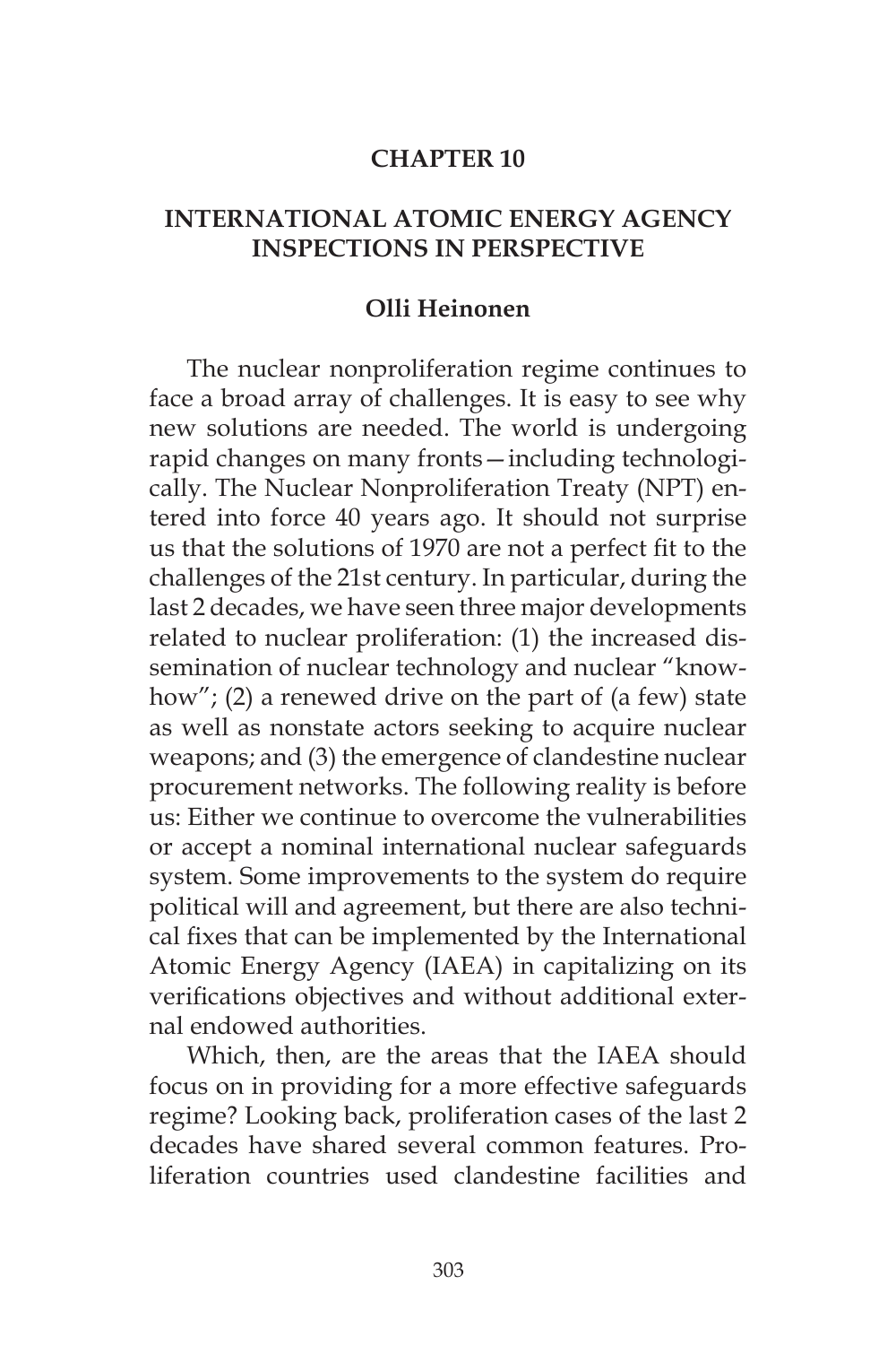# CHAPTER 10

## INTERNATIONAL ATOMIC ENERGY AGENCY INSPECTIONS IN PERSPECTIVE

### Olli Heinonen

The nuclear nonproliferation regime continues to face a broad array of challenges. It is easy to see why new solutions are needed. The world is undergoing rapid changes on many fronts—including technologically. The Nuclear Nonproliferation Treaty (NPT) entered into force 40 years ago. It should not surprise us that the solutions of 1970 are not a perfect fit to the challenges of the 21st century. In particular, during the last 2 decades, we have seen three major developments related to nuclear proliferation: (1) the increased dissemination of nuclear technology and nuclear "know-how"; (2) a renewed drive on the part of (a few) state as well as nonstate actors seeking to acquire nuclear weapons; and (3) the emergence of clandestine nuclear procurement networks. The following reality is before us: Either we continue to overcome the vulnerabilities or accept a nominal international nuclear safeguards system. Some improvements to the system do require political will and agreement, but there are also technical fixes that can be implemented by the International Atomic Energy Agency (IAEA) in capitalizing on its verifications objectives and without additional external endowed authorities.

Which, then, are the areas that the IAEA should focus on in providing for a more effective safeguards regime? Looking back, proliferation cases of the last 2 decades have shared several common features. Proliferation countries used clandestine facilities and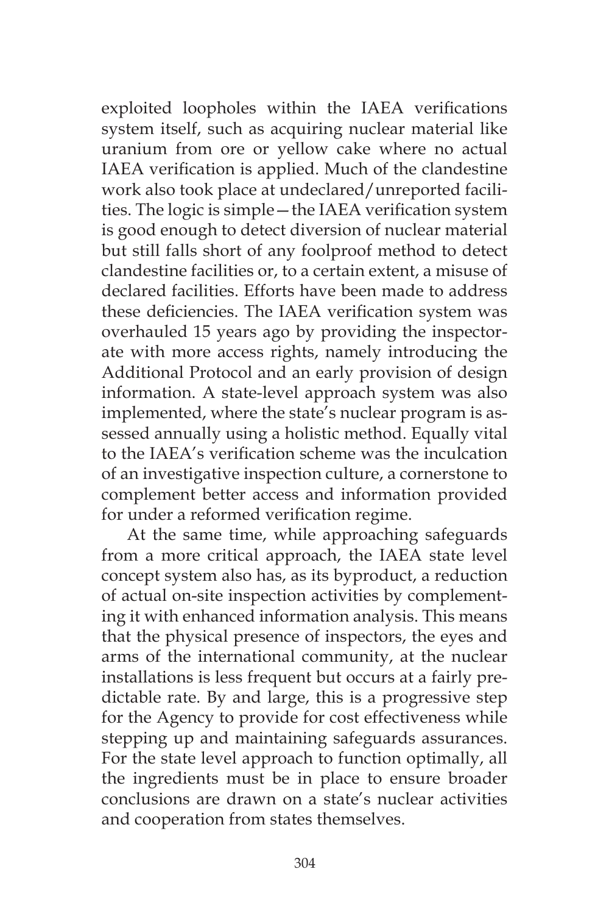exploited loopholes within the IAEA verifications system itself, such as acquiring nuclear material like uranium from ore or yellow cake where no actual IAEA verification is applied. Much of the clandestine work also took place at undeclared/unreported facilities. The logic is simple—the IAEA verification system is good enough to detect diversion of nuclear material but still falls short of any foolproof method to detect clandestine facilities or, to a certain extent, a misuse of declared facilities. Efforts have been made to address these deficiencies. The IAEA verification system was overhauled 15 years ago by providing the inspectorate with more access rights, namely introducing the Additional Protocol and an early provision of design information. A state-level approach system was also implemented, where the state's nuclear program is assessed annually using a holistic method. Equally vital to the IAEA's verification scheme was the inculcation of an investigative inspection culture, a cornerstone to complement better access and information provided for under a reformed verification regime.

At the same time, while approaching safeguards from a more critical approach, the IAEA state level concept system also has, as its byproduct, a reduction of actual on-site inspection activities by complementing it with enhanced information analysis. This means that the physical presence of inspectors, the eyes and arms of the international community, at the nuclear installations is less frequent but occurs at a fairly predictable rate. By and large, this is a progressive step for the Agency to provide for cost effectiveness while stepping up and maintaining safeguards assurances. For the state level approach to function optimally, all the ingredients must be in place to ensure broader conclusions are drawn on a state's nuclear activities and cooperation from states themselves.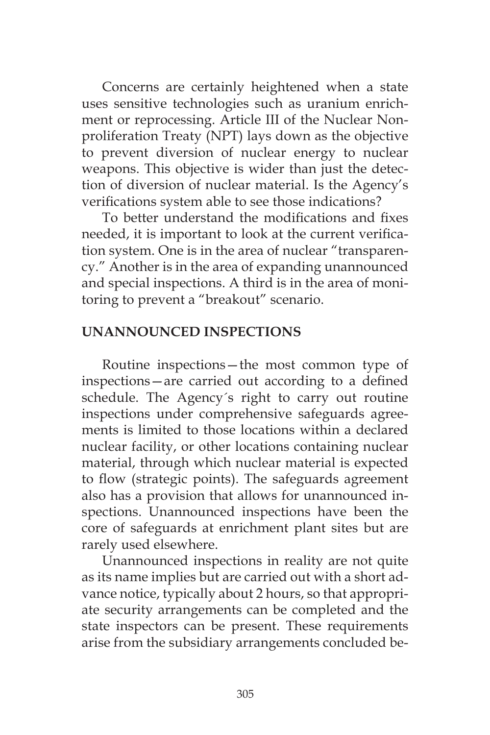Concerns are certainly heightened when a state uses sensitive technologies such as uranium enrichment or reprocessing. Article III of the Nuclear Nonproliferation Treaty (NPT) lays down as the objective to prevent diversion of nuclear energy to nuclear weapons. This objective is wider than just the detection of diversion of nuclear material. Is the Agency's verifications system able to see those indications?

To better understand the modifications and fixes needed, it is important to look at the current verification system. One is in the area of nuclear "transparency." Another is in the area of expanding unannounced and special inspections. A third is in the area of monitoring to prevent a "breakout" scenario.

## UNANNOUNCED INSPECTIONS

Routine inspections—the most common type of inspections—are carried out according to a defined schedule. The Agency´s right to carry out routine inspections under comprehensive safeguards agreements is limited to those locations within a declared nuclear facility, or other locations containing nuclear material, through which nuclear material is expected to flow (strategic points). The safeguards agreement also has a provision that allows for unannounced inspections. Unannounced inspections have been the core of safeguards at enrichment plant sites but are rarely used elsewhere.

Unannounced inspections in reality are not quite as its name implies but are carried out with a short advance notice, typically about 2 hours, so that appropriate security arrangements can be completed and the state inspectors can be present. These requirements arise from the subsidiary arrangements concluded be-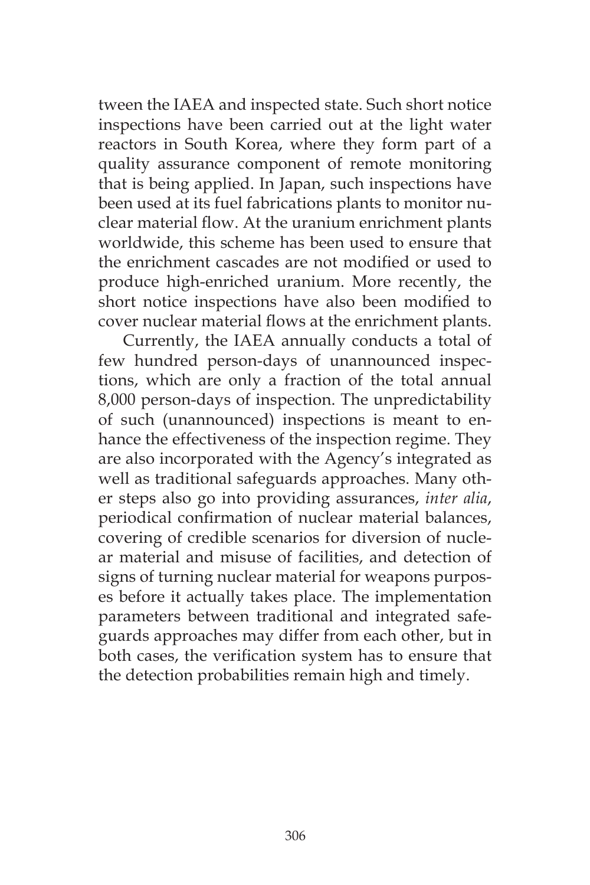tween the IAEA and inspected state. Such short notice inspections have been carried out at the light water reactors in South Korea, where they form part of a quality assurance component of remote monitoring that is being applied. In Japan, such inspections have been used at its fuel fabrications plants to monitor nuclear material flow. At the uranium enrichment plants worldwide, this scheme has been used to ensure that the enrichment cascades are not modified or used to produce high-enriched uranium. More recently, the short notice inspections have also been modified to cover nuclear material flows at the enrichment plants.

Currently, the IAEA annually conducts a total of few hundred person-days of unannounced inspections, which are only a fraction of the total annual 8,000 person-days of inspection. The unpredictability of such (unannounced) inspections is meant to enhance the effectiveness of the inspection regime. They are also incorporated with the Agency's integrated as well as traditional safeguards approaches. Many other steps also go into providing assurances, *inter alia*, periodical confirmation of nuclear material balances, covering of credible scenarios for diversion of nuclear material and misuse of facilities, and detection of signs of turning nuclear material for weapons purposes before it actually takes place. The implementation parameters between traditional and integrated safeguards approaches may differ from each other, but in both cases, the verification system has to ensure that the detection probabilities remain high and timely.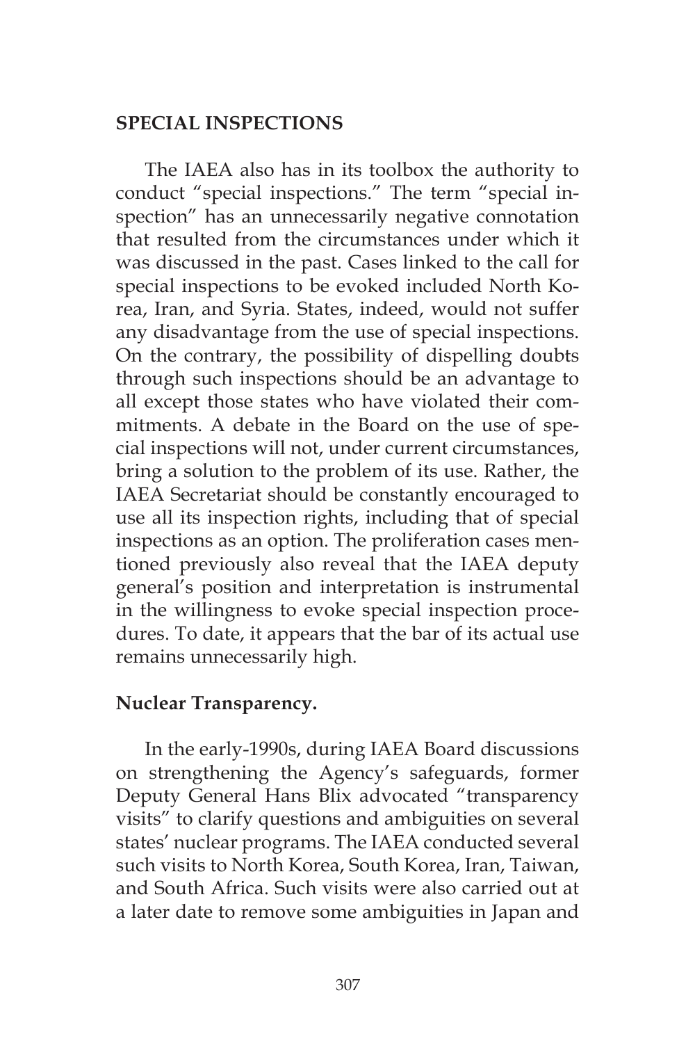## SPECIAL INSPECTIONS

The IAEA also has in its toolbox the authority to conduct "special inspections." The term "special inspection" has an unnecessarily negative connotation that resulted from the circumstances under which it was discussed in the past. Cases linked to the call for special inspections to be evoked included North Korea, Iran, and Syria. States, indeed, would not suffer any disadvantage from the use of special inspections. On the contrary, the possibility of dispelling doubts through such inspections should be an advantage to all except those states who have violated their commitments. A debate in the Board on the use of special inspections will not, under current circumstances, bring a solution to the problem of its use. Rather, the IAEA Secretariat should be constantly encouraged to use all its inspection rights, including that of special inspections as an option. The proliferation cases mentioned previously also reveal that the IAEA deputy general's position and interpretation is instrumental in the willingness to evoke special inspection procedures. To date, it appears that the bar of its actual use remains unnecessarily high.

### Nuclear Transparency.

In the early-1990s, during IAEA Board discussions on strengthening the Agency's safeguards, former Deputy General Hans Blix advocated "transparency visits" to clarify questions and ambiguities on several states' nuclear programs. The IAEA conducted several such visits to North Korea, South Korea, Iran, Taiwan, and South Africa. Such visits were also carried out at a later date to remove some ambiguities in Japan and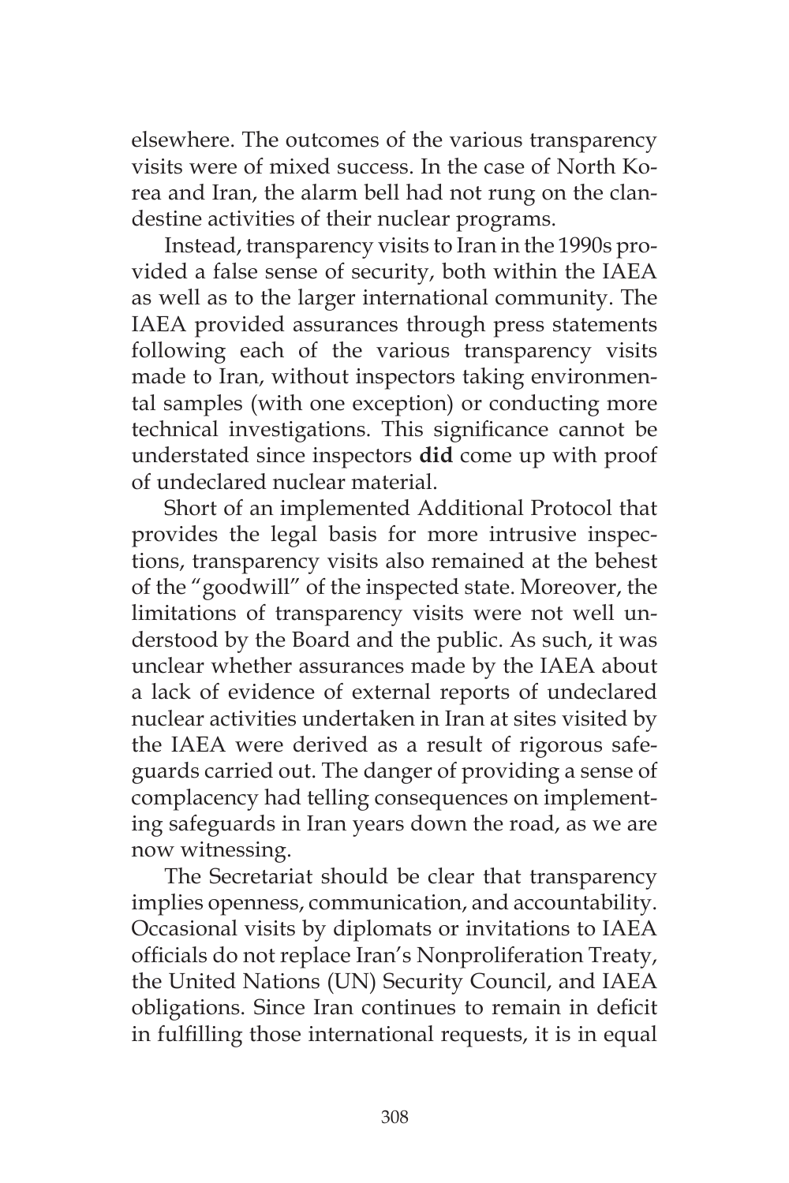elsewhere. The outcomes of the various transparency visits were of mixed success. In the case of North Korea and Iran, the alarm bell had not rung on the clandestine activities of their nuclear programs.

Instead, transparency visits to Iran in the 1990s provided a false sense of security, both within the IAEA as well as to the larger international community. The IAEA provided assurances through press statements following each of the various transparency visits made to Iran, without inspectors taking environmental samples (with one exception) or conducting more technical investigations. This significance cannot be understated since inspectors **did** come up with proof of undeclared nuclear material.

Short of an implemented Additional Protocol that provides the legal basis for more intrusive inspections, transparency visits also remained at the behest of the "goodwill" of the inspected state. Moreover, the limitations of transparency visits were not well understood by the Board and the public. As such, it was unclear whether assurances made by the IAEA about a lack of evidence of external reports of undeclared nuclear activities undertaken in Iran at sites visited by the IAEA were derived as a result of rigorous safeguards carried out. The danger of providing a sense of complacency had telling consequences on implementing safeguards in Iran years down the road, as we are now witnessing.

The Secretariat should be clear that transparency implies openness, communication, and accountability. Occasional visits by diplomats or invitations to IAEA officials do not replace Iran's Nonproliferation Treaty, the United Nations (UN) Security Council, and IAEA obligations. Since Iran continues to remain in deficit in fulfilling those international requests, it is in equal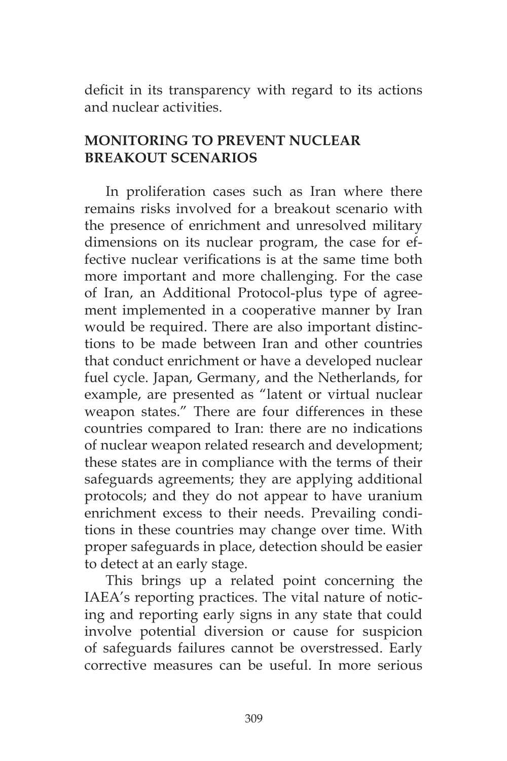deficit in its transparency with regard to its actions and nuclear activities.

## MONITORING TO PREVENT NUCLEAR BREAKOUT SCENARIOS

In proliferation cases such as Iran where there remains risks involved for a breakout scenario with the presence of enrichment and unresolved military dimensions on its nuclear program, the case for effective nuclear verifications is at the same time both more important and more challenging. For the case of Iran, an Additional Protocol-plus type of agreement implemented in a cooperative manner by Iran would be required. There are also important distinctions to be made between Iran and other countries that conduct enrichment or have a developed nuclear fuel cycle. Japan, Germany, and the Netherlands, for example, are presented as "latent or virtual nuclear weapon states." There are four differences in these countries compared to Iran: there are no indications of nuclear weapon related research and development; these states are in compliance with the terms of their safeguards agreements; they are applying additional protocols; and they do not appear to have uranium enrichment excess to their needs. Prevailing conditions in these countries may change over time. With proper safeguards in place, detection should be easier to detect at an early stage.

This brings up a related point concerning the IAEA's reporting practices. The vital nature of noticing and reporting early signs in any state that could involve potential diversion or cause for suspicion of safeguards failures cannot be overstressed. Early corrective measures can be useful. In more serious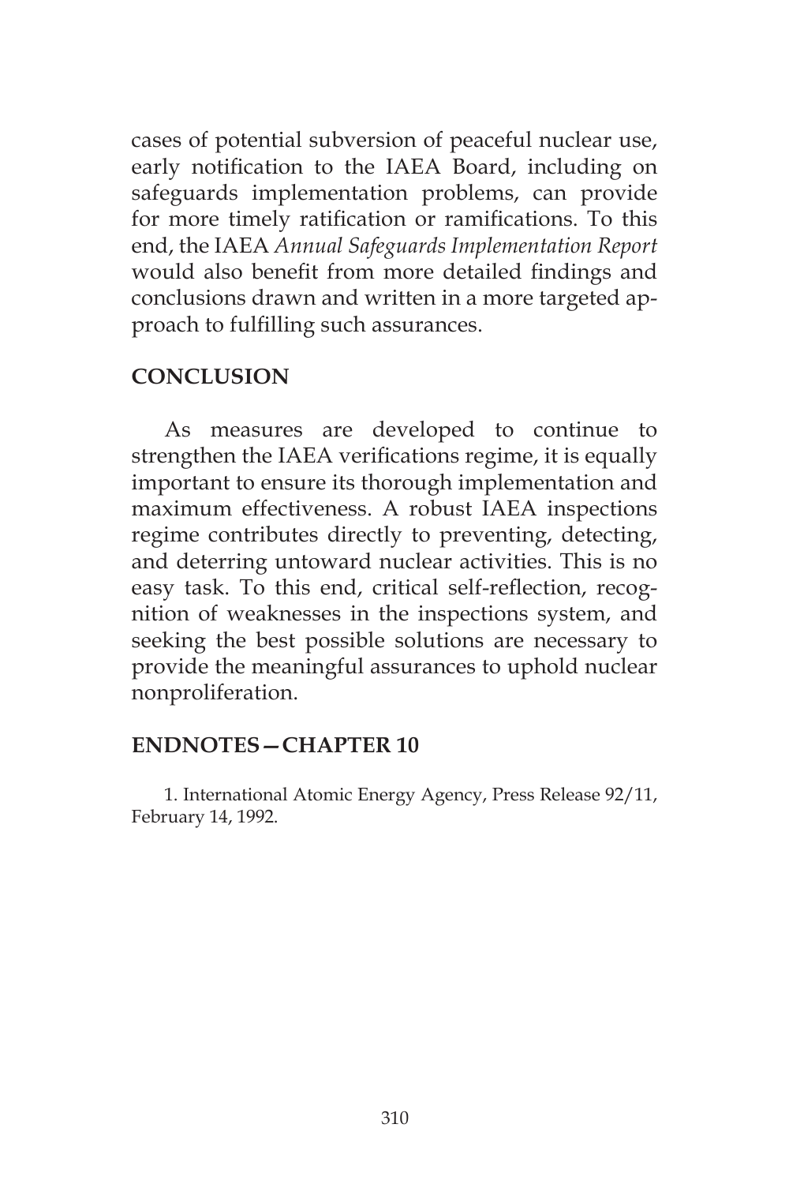cases of potential subversion of peaceful nuclear use, early notification to the IAEA Board, including on safeguards implementation problems, can provide for more timely ratification or ramifications. To this end, the IAEA *Annual Safeguards Implementation Report* would also benefit from more detailed findings and conclusions drawn and written in a more targeted approach to fulfilling such assurances.

## CONCLUSION

As measures are developed to continue to strengthen the IAEA verifications regime, it is equally important to ensure its thorough implementation and maximum effectiveness. A robust IAEA inspections regime contributes directly to preventing, detecting, and deterring untoward nuclear activities. This is no easy task. To this end, critical self-reflection, recognition of weaknesses in the inspections system, and seeking the best possible solutions are necessary to provide the meaningful assurances to uphold nuclear nonproliferation.

## ENDNOTES—CHAPTER 10

1. International Atomic Energy Agency, Press Release 92/11, February 14, 1992.